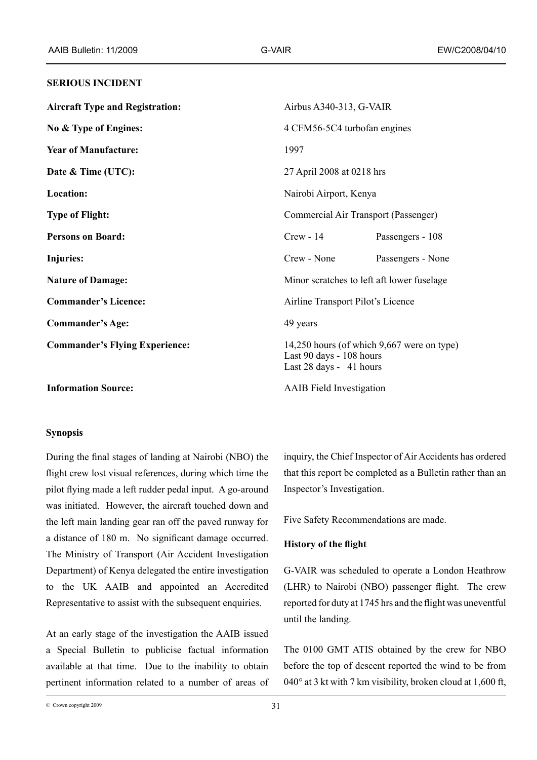**SERIOUS INCIDENT**

| | | |
|---|---|---|
| **Aircraft Type and Registration:** | Airbus A340-313, G-VAIR | |
| **No & Type of Engines:** | 4 CFM56-5C4 turbofan engines | |
| **Year of Manufacture:** | 1997 | |
| **Date & Time (UTC):** | 27 April 2008 at 0218 hrs | |
| **Location:** | Nairobi Airport, Kenya | |
| **Type of Flight:** | Commercial Air Transport (Passenger) | |
| **Persons on Board:** | Crew - 14 | Passengers - 108 |
| **Injuries:** | Crew - None | Passengers - None |
| **Nature of Damage:** | Minor scratches to left aft lower fuselage | |
| **Commander's Licence:** | Airline Transport Pilot's Licence | |
| **Commander's Age:** | 49 years | |
| **Commander's Flying Experience:** | 14,250 hours (of which 9,667 were on type)<br>Last 90 days - 108 hours<br>Last 28 days - 41 hours | |
| **Information Source:** | AAIB Field Investigation | |

**Synopsis**

During the final stages of landing at Nairobi (NBO) the flight crew lost visual references, during which time the pilot flying made a left rudder pedal input. A go-around was initiated. However, the aircraft touched down and the left main landing gear ran off the paved runway for a distance of 180 m. No significant damage occurred. The Ministry of Transport (Air Accident Investigation Department) of Kenya delegated the entire investigation to the UK AAIB and appointed an Accredited Representative to assist with the subsequent enquiries.

At an early stage of the investigation the AAIB issued a Special Bulletin to publicise factual information available at that time. Due to the inability to obtain pertinent information related to a number of areas of inquiry, the Chief Inspector of Air Accidents has ordered that this report be completed as a Bulletin rather than an Inspector's Investigation.

Five Safety Recommendations are made.

**History of the flight**

G-VAIR was scheduled to operate a London Heathrow (LHR) to Nairobi (NBO) passenger flight. The crew reported for duty at 1745 hrs and the flight was uneventful until the landing.

The 0100 GMT ATIS obtained by the crew for NBO before the top of descent reported the wind to be from 040° at 3 kt with 7 km visibility, broken cloud at 1,600 ft,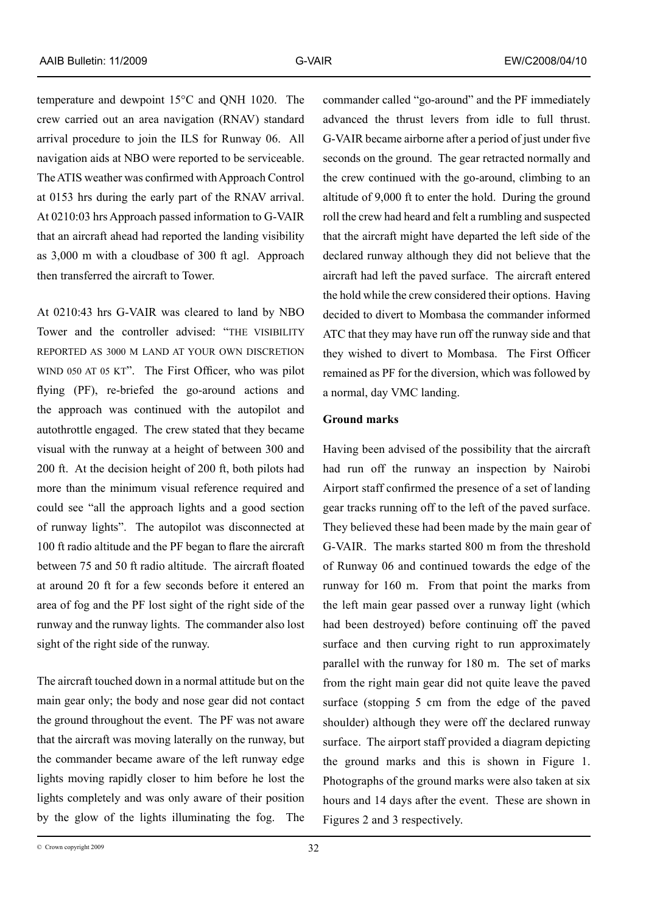temperature and dewpoint 15°C and QNH 1020. The crew carried out an area navigation (RNAV) standard arrival procedure to join the ILS for Runway 06. All navigation aids at NBO were reported to be serviceable. The ATIS weather was confirmed with Approach Control at 0153 hrs during the early part of the RNAV arrival. At 0210:03 hrs Approach passed information to G-VAIR that an aircraft ahead had reported the landing visibility as 3,000 m with a cloudbase of 300 ft agl. Approach then transferred the aircraft to Tower.

At 0210:43 hrs G-VAIR was cleared to land by NBO Tower and the controller advised: "THE VISIBILITY REPORTED AS 3000 M LAND AT YOUR OWN DISCRETION WIND 050 AT 05 KT". The First Officer, who was pilot flying (PF), re-briefed the go-around actions and the approach was continued with the autopilot and autothrottle engaged. The crew stated that they became visual with the runway at a height of between 300 and 200 ft. At the decision height of 200 ft, both pilots had more than the minimum visual reference required and could see "all the approach lights and a good section of runway lights". The autopilot was disconnected at 100 ft radio altitude and the PF began to flare the aircraft between 75 and 50 ft radio altitude. The aircraft floated at around 20 ft for a few seconds before it entered an area of fog and the PF lost sight of the right side of the runway and the runway lights. The commander also lost sight of the right side of the runway.

The aircraft touched down in a normal attitude but on the main gear only; the body and nose gear did not contact the ground throughout the event. The PF was not aware that the aircraft was moving laterally on the runway, but the commander became aware of the left runway edge lights moving rapidly closer to him before he lost the lights completely and was only aware of their position by the glow of the lights illuminating the fog. The commander called "go-around" and the PF immediately advanced the thrust levers from idle to full thrust. G-VAIR became airborne after a period of just under five seconds on the ground. The gear retracted normally and the crew continued with the go-around, climbing to an altitude of 9,000 ft to enter the hold. During the ground roll the crew had heard and felt a rumbling and suspected that the aircraft might have departed the left side of the declared runway although they did not believe that the aircraft had left the paved surface. The aircraft entered the hold while the crew considered their options. Having decided to divert to Mombasa the commander informed ATC that they may have run off the runway side and that they wished to divert to Mombasa. The First Officer remained as PF for the diversion, which was followed by a normal, day VMC landing.

**Ground marks**

Having been advised of the possibility that the aircraft had run off the runway an inspection by Nairobi Airport staff confirmed the presence of a set of landing gear tracks running off to the left of the paved surface. They believed these had been made by the main gear of G-VAIR. The marks started 800 m from the threshold of Runway 06 and continued towards the edge of the runway for 160 m. From that point the marks from the left main gear passed over a runway light (which had been destroyed) before continuing off the paved surface and then curving right to run approximately parallel with the runway for 180 m. The set of marks from the right main gear did not quite leave the paved surface (stopping 5 cm from the edge of the paved shoulder) although they were off the declared runway surface. The airport staff provided a diagram depicting the ground marks and this is shown in Figure 1. Photographs of the ground marks were also taken at six hours and 14 days after the event. These are shown in Figures 2 and 3 respectively.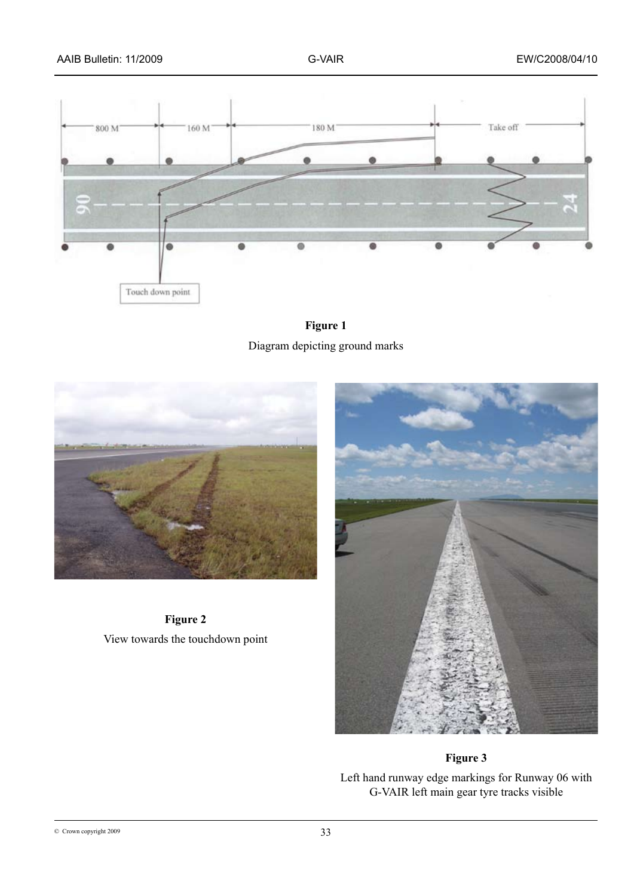**Figure 1**

Diagram depicting ground marks

**Figure 2**

View towards the touchdown point

**Figure 3**

Left hand runway edge markings for Runway 06 with G-VAIR left main gear tyre tracks visible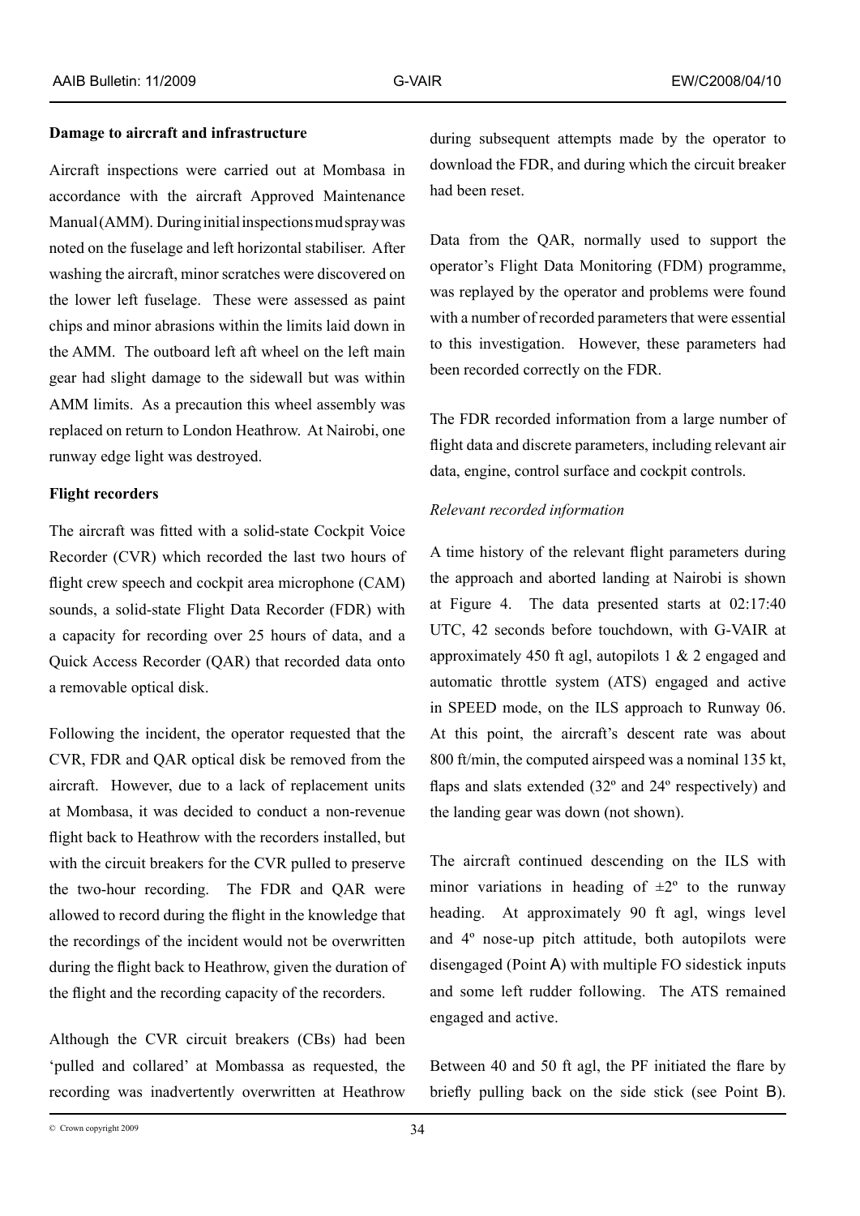**Damage to aircraft and infrastructure**

Aircraft inspections were carried out at Mombasa in accordance with the aircraft Approved Maintenance Manual (AMM). During initial inspections mud spray was noted on the fuselage and left horizontal stabiliser. After washing the aircraft, minor scratches were discovered on the lower left fuselage. These were assessed as paint chips and minor abrasions within the limits laid down in the AMM. The outboard left aft wheel on the left main gear had slight damage to the sidewall but was within AMM limits. As a precaution this wheel assembly was replaced on return to London Heathrow. At Nairobi, one runway edge light was destroyed.

**Flight recorders**

The aircraft was fitted with a solid-state Cockpit Voice Recorder (CVR) which recorded the last two hours of flight crew speech and cockpit area microphone (CAM) sounds, a solid-state Flight Data Recorder (FDR) with a capacity for recording over 25 hours of data, and a Quick Access Recorder (QAR) that recorded data onto a removable optical disk.

Following the incident, the operator requested that the CVR, FDR and QAR optical disk be removed from the aircraft. However, due to a lack of replacement units at Mombasa, it was decided to conduct a non-revenue flight back to Heathrow with the recorders installed, but with the circuit breakers for the CVR pulled to preserve the two-hour recording. The FDR and QAR were allowed to record during the flight in the knowledge that the recordings of the incident would not be overwritten during the flight back to Heathrow, given the duration of the flight and the recording capacity of the recorders.

Although the CVR circuit breakers (CBs) had been 'pulled and collared' at Mombassa as requested, the recording was inadvertently overwritten at Heathrow during subsequent attempts made by the operator to download the FDR, and during which the circuit breaker had been reset.

Data from the QAR, normally used to support the operator's Flight Data Monitoring (FDM) programme, was replayed by the operator and problems were found with a number of recorded parameters that were essential to this investigation. However, these parameters had been recorded correctly on the FDR.

The FDR recorded information from a large number of flight data and discrete parameters, including relevant air data, engine, control surface and cockpit controls.

*Relevant recorded information*

A time history of the relevant flight parameters during the approach and aborted landing at Nairobi is shown at Figure 4. The data presented starts at 02:17:40 UTC, 42 seconds before touchdown, with G-VAIR at approximately 450 ft agl, autopilots 1 & 2 engaged and automatic throttle system (ATS) engaged and active in SPEED mode, on the ILS approach to Runway 06. At this point, the aircraft's descent rate was about 800 ft/min, the computed airspeed was a nominal 135 kt, flaps and slats extended (32º and 24º respectively) and the landing gear was down (not shown).

The aircraft continued descending on the ILS with minor variations in heading of ±2º to the runway heading. At approximately 90 ft agl, wings level and 4º nose-up pitch attitude, both autopilots were disengaged (Point A) with multiple FO sidestick inputs and some left rudder following. The ATS remained engaged and active.

Between 40 and 50 ft agl, the PF initiated the flare by briefly pulling back on the side stick (see Point B).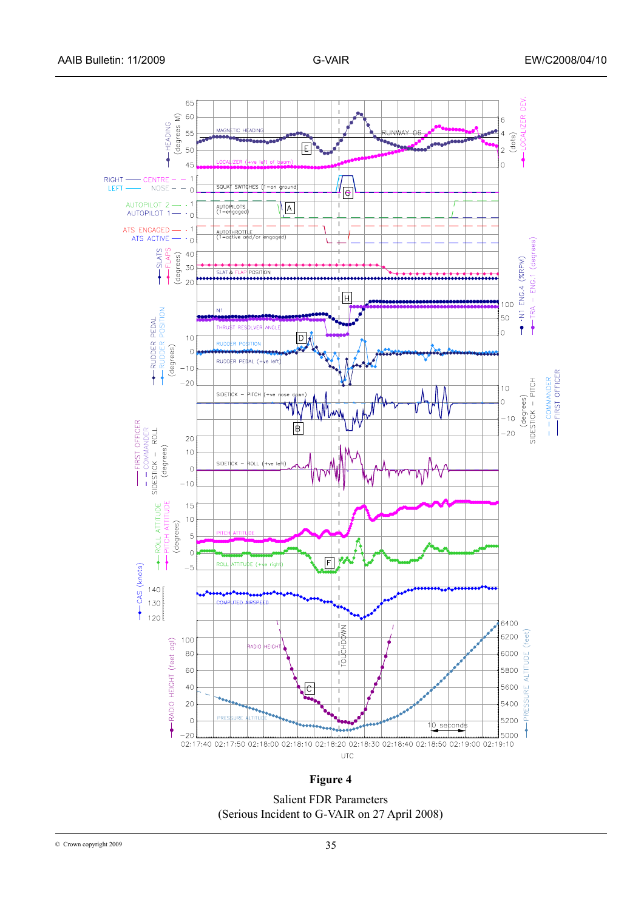**Figure 4**

Salient FDR Parameters
(Serious Incident to G-VAIR on 27 April 2008)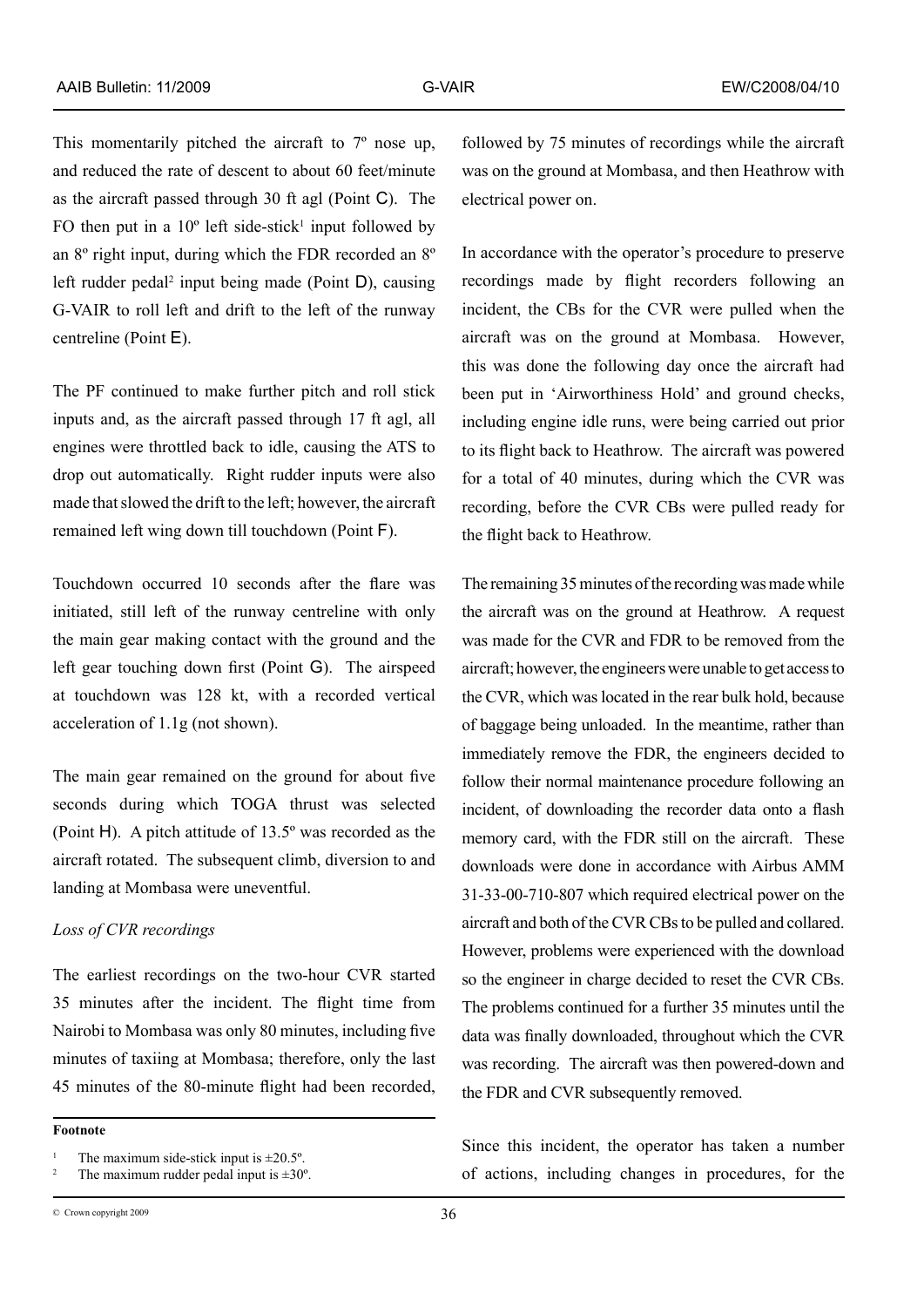This momentarily pitched the aircraft to 7º nose up, and reduced the rate of descent to about 60 feet/minute as the aircraft passed through 30 ft agl (Point C). The FO then put in a 10º left side-stick[1] input followed by an 8º right input, during which the FDR recorded an 8º left rudder pedal[2] input being made (Point D), causing G-VAIR to roll left and drift to the left of the runway centreline (Point E).

The PF continued to make further pitch and roll stick inputs and, as the aircraft passed through 17 ft agl, all engines were throttled back to idle, causing the ATS to drop out automatically. Right rudder inputs were also made that slowed the drift to the left; however, the aircraft remained left wing down till touchdown (Point F).

Touchdown occurred 10 seconds after the flare was initiated, still left of the runway centreline with only the main gear making contact with the ground and the left gear touching down first (Point G). The airspeed at touchdown was 128 kt, with a recorded vertical acceleration of 1.1g (not shown).

The main gear remained on the ground for about five seconds during which TOGA thrust was selected (Point H). A pitch attitude of 13.5º was recorded as the aircraft rotated. The subsequent climb, diversion to and landing at Mombasa were uneventful.

*Loss of CVR recordings*

The earliest recordings on the two-hour CVR started 35 minutes after the incident. The flight time from Nairobi to Mombasa was only 80 minutes, including five minutes of taxiing at Mombasa; therefore, only the last 45 minutes of the 80-minute flight had been recorded, followed by 75 minutes of recordings while the aircraft was on the ground at Mombasa, and then Heathrow with electrical power on.

In accordance with the operator's procedure to preserve recordings made by flight recorders following an incident, the CBs for the CVR were pulled when the aircraft was on the ground at Mombasa. However, this was done the following day once the aircraft had been put in 'Airworthiness Hold' and ground checks, including engine idle runs, were being carried out prior to its flight back to Heathrow. The aircraft was powered for a total of 40 minutes, during which the CVR was recording, before the CVR CBs were pulled ready for the flight back to Heathrow.

The remaining 35 minutes of the recording was made while the aircraft was on the ground at Heathrow. A request was made for the CVR and FDR to be removed from the aircraft; however, the engineers were unable to get access to the CVR, which was located in the rear bulk hold, because of baggage being unloaded. In the meantime, rather than immediately remove the FDR, the engineers decided to follow their normal maintenance procedure following an incident, of downloading the recorder data onto a flash memory card, with the FDR still on the aircraft. These downloads were done in accordance with Airbus AMM 31-33-00-710-807 which required electrical power on the aircraft and both of the CVR CBs to be pulled and collared. However, problems were experienced with the download so the engineer in charge decided to reset the CVR CBs. The problems continued for a further 35 minutes until the data was finally downloaded, throughout which the CVR was recording. The aircraft was then powered-down and the FDR and CVR subsequently removed.

Since this incident, the operator has taken a number of actions, including changes in procedures, for the

**Footnote**

[1] The maximum side-stick input is ±20.5º.

[2] The maximum rudder pedal input is ±30º.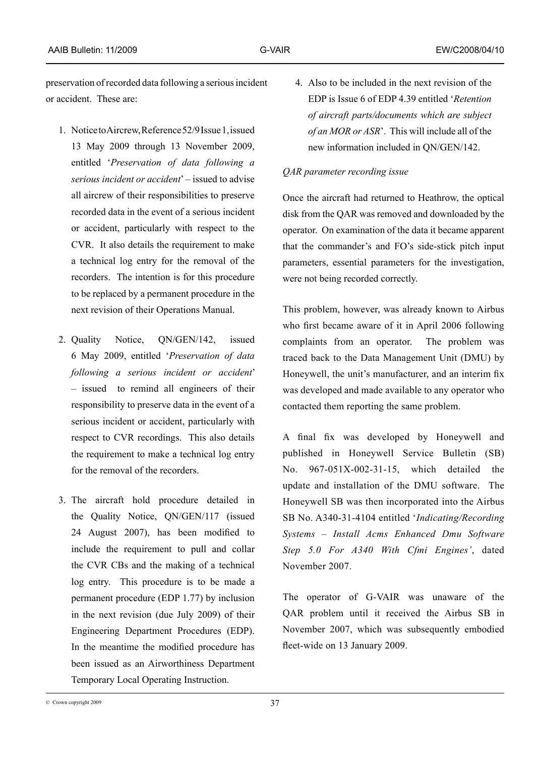preservation of recorded data following a serious incident or accident. These are:

1. Notice to Aircrew, Reference 52/9 Issue 1, issued 13 May 2009 through 13 November 2009, entitled '*Preservation of data following a serious incident or accident*' – issued to advise all aircrew of their responsibilities to preserve recorded data in the event of a serious incident or accident, particularly with respect to the CVR. It also details the requirement to make a technical log entry for the removal of the recorders. The intention is for this procedure to be replaced by a permanent procedure in the next revision of their Operations Manual.

2. Quality Notice, QN/GEN/142, issued 6 May 2009, entitled '*Preservation of data following a serious incident or accident*' – issued to remind all engineers of their responsibility to preserve data in the event of a serious incident or accident, particularly with respect to CVR recordings. This also details the requirement to make a technical log entry for the removal of the recorders.

3. The aircraft hold procedure detailed in the Quality Notice, QN/GEN/117 (issued 24 August 2007), has been modified to include the requirement to pull and collar the CVR CBs and the making of a technical log entry. This procedure is to be made a permanent procedure (EDP 1.77) by inclusion in the next revision (due July 2009) of their Engineering Department Procedures (EDP). In the meantime the modified procedure has been issued as an Airworthiness Department Temporary Local Operating Instruction.

4. Also to be included in the next revision of the EDP is Issue 6 of EDP 4.39 entitled '*Retention of aircraft parts/documents which are subject of an MOR or ASR*'. This will include all of the new information included in QN/GEN/142.

*QAR parameter recording issue*

Once the aircraft had returned to Heathrow, the optical disk from the QAR was removed and downloaded by the operator. On examination of the data it became apparent that the commander's and FO's side-stick pitch input parameters, essential parameters for the investigation, were not being recorded correctly.

This problem, however, was already known to Airbus who first became aware of it in April 2006 following complaints from an operator. The problem was traced back to the Data Management Unit (DMU) by Honeywell, the unit's manufacturer, and an interim fix was developed and made available to any operator who contacted them reporting the same problem.

A final fix was developed by Honeywell and published in Honeywell Service Bulletin (SB) No. 967-051X-002-31-15, which detailed the update and installation of the DMU software. The Honeywell SB was then incorporated into the Airbus SB No. A340-31-4104 entitled '*Indicating/Recording Systems – Install Acms Enhanced Dmu Software Step 5.0 For A340 With Cfmi Engines'*, dated November 2007.

The operator of G-VAIR was unaware of the QAR problem until it received the Airbus SB in November 2007, which was subsequently embodied fleet-wide on 13 January 2009.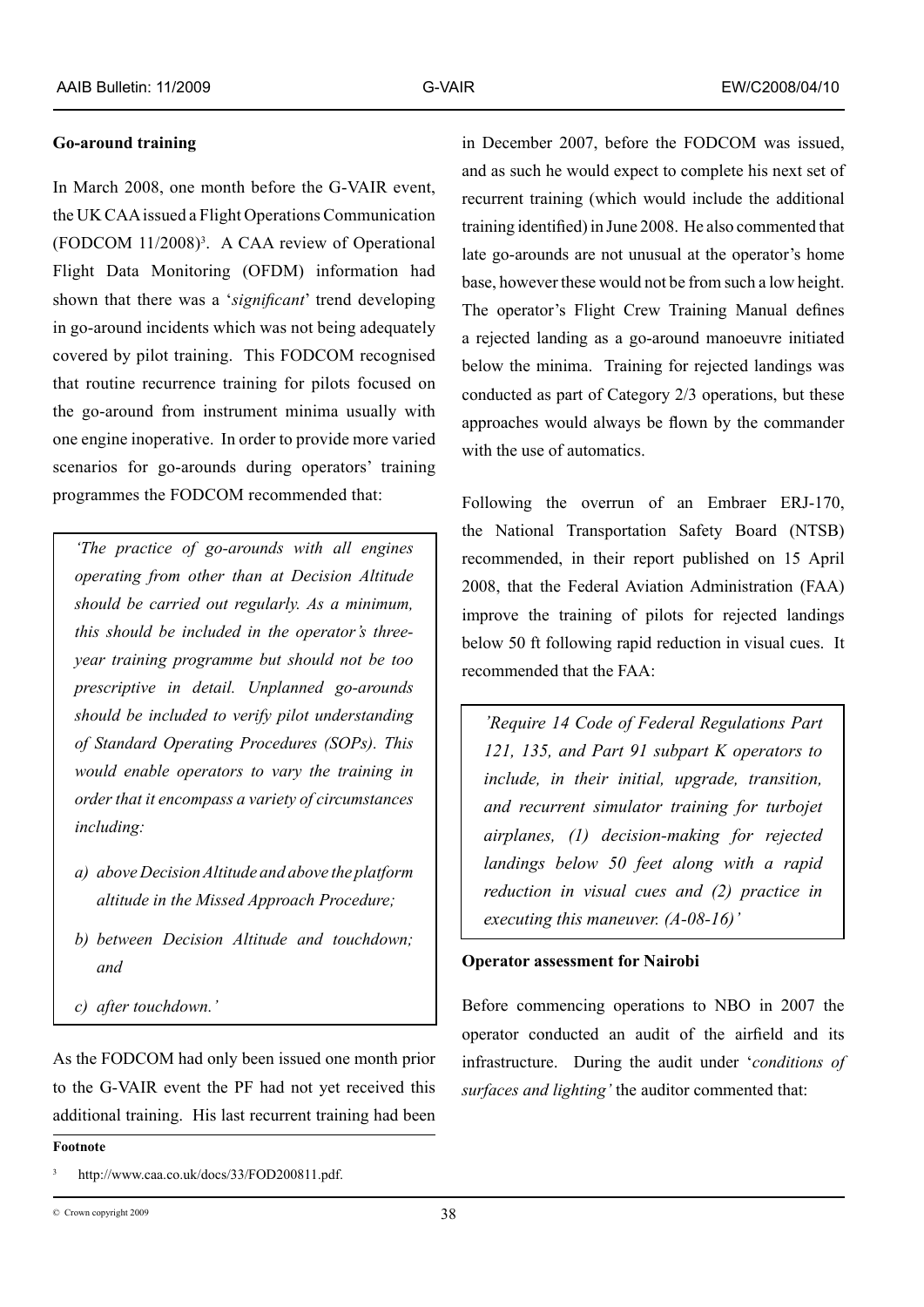**Go-around training**

In March 2008, one month before the G-VAIR event, the UK CAA issued a Flight Operations Communication (FODCOM 11/2008)[3]. A CAA review of Operational Flight Data Monitoring (OFDM) information had shown that there was a '*significant*' trend developing in go-around incidents which was not being adequately covered by pilot training. This FODCOM recognised that routine recurrence training for pilots focused on the go-around from instrument minima usually with one engine inoperative. In order to provide more varied scenarios for go-arounds during operators' training programmes the FODCOM recommended that:

> *'The practice of go-arounds with all engines operating from other than at Decision Altitude should be carried out regularly. As a minimum, this should be included in the operator's three-year training programme but should not be too prescriptive in detail. Unplanned go-arounds should be included to verify pilot understanding of Standard Operating Procedures (SOPs). This would enable operators to vary the training in order that it encompass a variety of circumstances including:*
>
> *a) above Decision Altitude and above the platform altitude in the Missed Approach Procedure;*
>
> *b) between Decision Altitude and touchdown; and*
>
> *c) after touchdown.'*

As the FODCOM had only been issued one month prior to the G-VAIR event the PF had not yet received this additional training. His last recurrent training had been in December 2007, before the FODCOM was issued, and as such he would expect to complete his next set of recurrent training (which would include the additional training identified) in June 2008. He also commented that late go-arounds are not unusual at the operator's home base, however these would not be from such a low height. The operator's Flight Crew Training Manual defines a rejected landing as a go-around manoeuvre initiated below the minima. Training for rejected landings was conducted as part of Category 2/3 operations, but these approaches would always be flown by the commander with the use of automatics.

Following the overrun of an Embraer ERJ-170, the National Transportation Safety Board (NTSB) recommended, in their report published on 15 April 2008, that the Federal Aviation Administration (FAA) improve the training of pilots for rejected landings below 50 ft following rapid reduction in visual cues. It recommended that the FAA:

> *'Require 14 Code of Federal Regulations Part 121, 135, and Part 91 subpart K operators to include, in their initial, upgrade, transition, and recurrent simulator training for turbojet airplanes, (1) decision-making for rejected landings below 50 feet along with a rapid reduction in visual cues and (2) practice in executing this maneuver. (A-08-16)'*

**Operator assessment for Nairobi**

Before commencing operations to NBO in 2007 the operator conducted an audit of the airfield and its infrastructure. During the audit under '*conditions of surfaces and lighting'* the auditor commented that:

---

**Footnote**

[3] http://www.caa.co.uk/docs/33/FOD200811.pdf.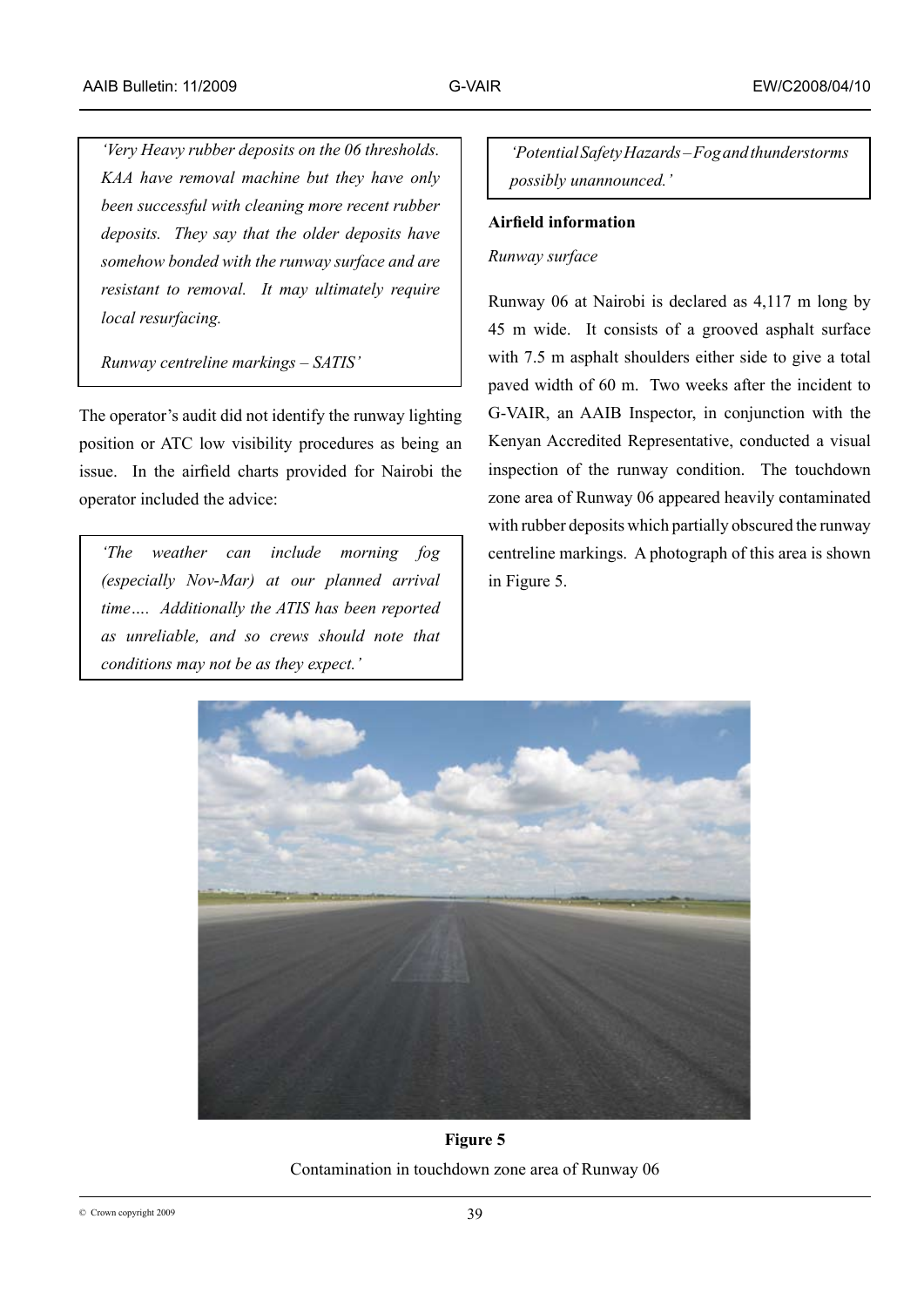*'Very Heavy rubber deposits on the 06 thresholds. KAA have removal machine but they have only been successful with cleaning more recent rubber deposits. They say that the older deposits have somehow bonded with the runway surface and are resistant to removal. It may ultimately require local resurfacing.*

*Runway centreline markings – SATIS'*

The operator's audit did not identify the runway lighting position or ATC low visibility procedures as being an issue. In the airfield charts provided for Nairobi the operator included the advice:

*'The weather can include morning fog (especially Nov-Mar) at our planned arrival time…. Additionally the ATIS has been reported as unreliable, and so crews should note that conditions may not be as they expect.'*

*'Potential Safety Hazards – Fog and thunderstorms possibly unannounced.'*

**Airfield information**

*Runway surface*

Runway 06 at Nairobi is declared as 4,117 m long by 45 m wide. It consists of a grooved asphalt surface with 7.5 m asphalt shoulders either side to give a total paved width of 60 m. Two weeks after the incident to G-VAIR, an AAIB Inspector, in conjunction with the Kenyan Accredited Representative, conducted a visual inspection of the runway condition. The touchdown zone area of Runway 06 appeared heavily contaminated with rubber deposits which partially obscured the runway centreline markings. A photograph of this area is shown in Figure 5.

**Figure 5**

Contamination in touchdown zone area of Runway 06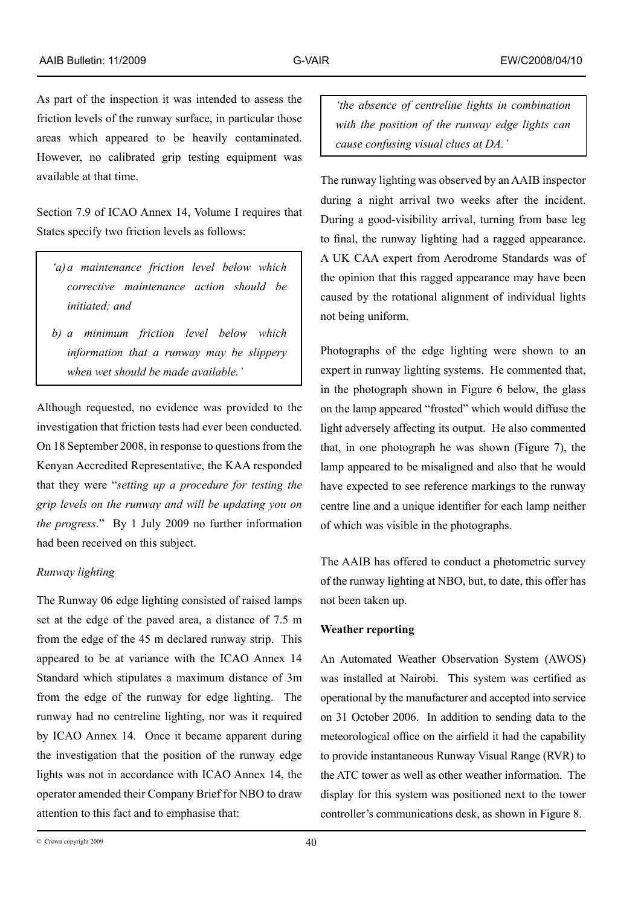As part of the inspection it was intended to assess the friction levels of the runway surface, in particular those areas which appeared to be heavily contaminated. However, no calibrated grip testing equipment was available at that time.

Section 7.9 of ICAO Annex 14, Volume I requires that States specify two friction levels as follows:

> *'(a) a maintenance friction level below which corrective maintenance action should be initiated; and*
>
> *b) a minimum friction level below which information that a runway may be slippery when wet should be made available.'*

Although requested, no evidence was provided to the investigation that friction tests had ever been conducted. On 18 September 2008, in response to questions from the Kenyan Accredited Representative, the KAA responded that they were "*setting up a procedure for testing the grip levels on the runway and will be updating you on the progress*." By 1 July 2009 no further information had been received on this subject.

*Runway lighting*

The Runway 06 edge lighting consisted of raised lamps set at the edge of the paved area, a distance of 7.5 m from the edge of the 45 m declared runway strip. This appeared to be at variance with the ICAO Annex 14 Standard which stipulates a maximum distance of 3m from the edge of the runway for edge lighting. The runway had no centreline lighting, nor was it required by ICAO Annex 14. Once it became apparent during the investigation that the position of the runway edge lights was not in accordance with ICAO Annex 14, the operator amended their Company Brief for NBO to draw attention to this fact and to emphasise that:

> *'the absence of centreline lights in combination with the position of the runway edge lights can cause confusing visual clues at DA.'*

The runway lighting was observed by an AAIB inspector during a night arrival two weeks after the incident. During a good-visibility arrival, turning from base leg to final, the runway lighting had a ragged appearance. A UK CAA expert from Aerodrome Standards was of the opinion that this ragged appearance may have been caused by the rotational alignment of individual lights not being uniform.

Photographs of the edge lighting were shown to an expert in runway lighting systems. He commented that, in the photograph shown in Figure 6 below, the glass on the lamp appeared "frosted" which would diffuse the light adversely affecting its output. He also commented that, in one photograph he was shown (Figure 7), the lamp appeared to be misaligned and also that he would have expected to see reference markings to the runway centre line and a unique identifier for each lamp neither of which was visible in the photographs.

The AAIB has offered to conduct a photometric survey of the runway lighting at NBO, but, to date, this offer has not been taken up.

**Weather reporting**

An Automated Weather Observation System (AWOS) was installed at Nairobi. This system was certified as operational by the manufacturer and accepted into service on 31 October 2006. In addition to sending data to the meteorological office on the airfield it had the capability to provide instantaneous Runway Visual Range (RVR) to the ATC tower as well as other weather information. The display for this system was positioned next to the tower controller's communications desk, as shown in Figure 8.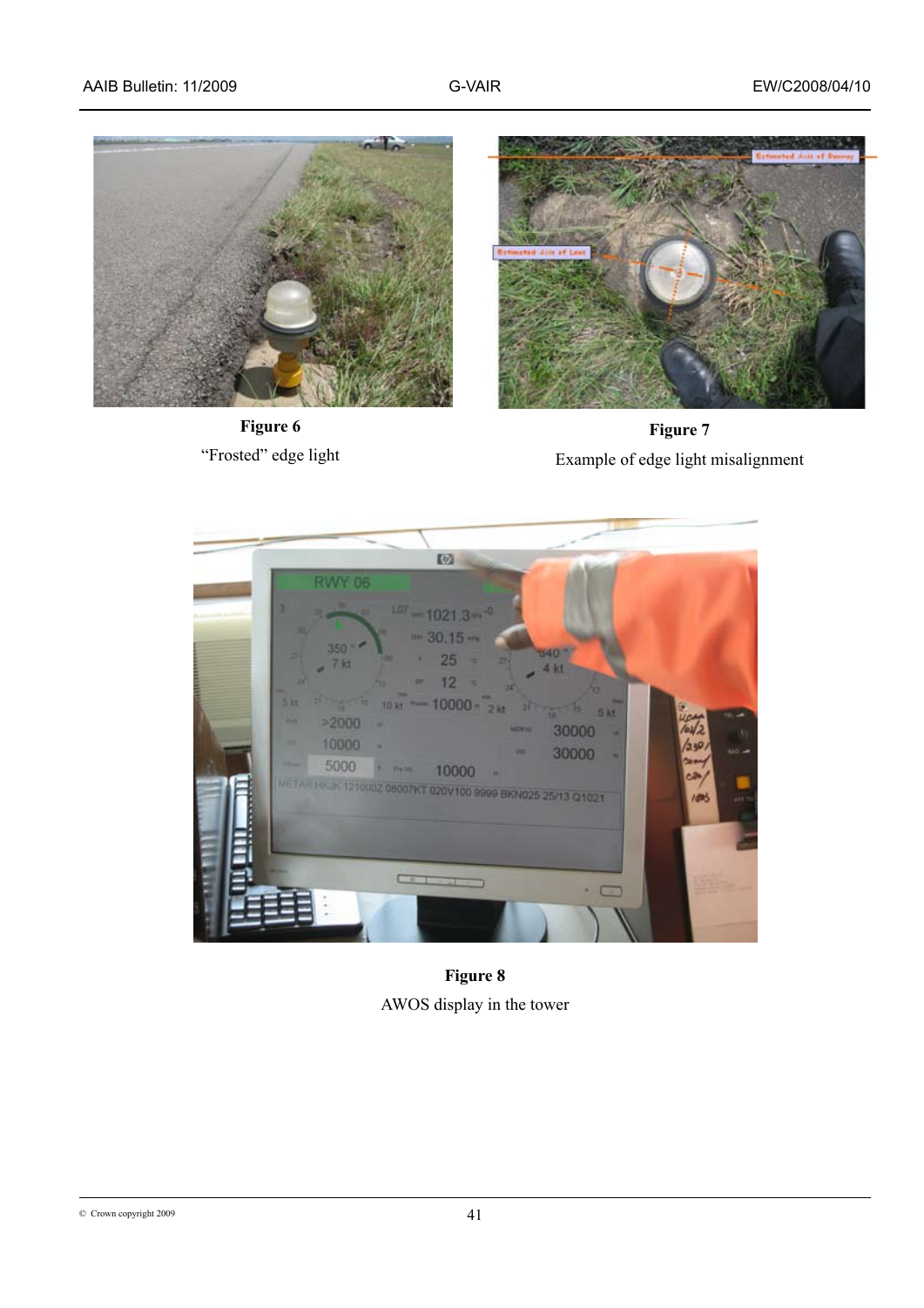**Figure 6**

"Frosted" edge light

**Figure 7**

Example of edge light misalignment

**Figure 8**

AWOS display in the tower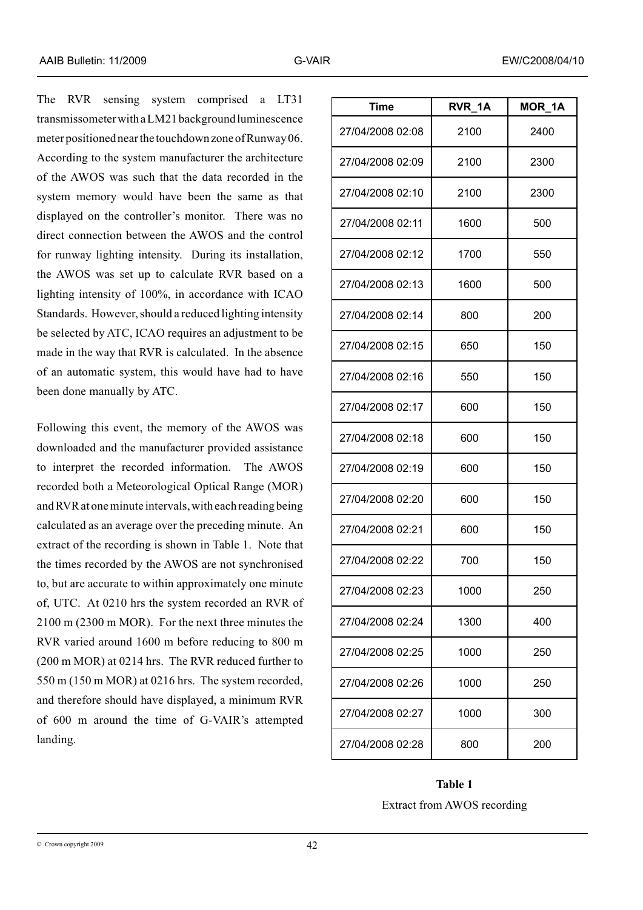The RVR sensing system comprised a LT31 transmissometer with a LM21 background luminescence meter positioned near the touchdown zone of Runway 06. According to the system manufacturer the architecture of the AWOS was such that the data recorded in the system memory would have been the same as that displayed on the controller's monitor. There was no direct connection between the AWOS and the control for runway lighting intensity. During its installation, the AWOS was set up to calculate RVR based on a lighting intensity of 100%, in accordance with ICAO Standards. However, should a reduced lighting intensity be selected by ATC, ICAO requires an adjustment to be made in the way that RVR is calculated. In the absence of an automatic system, this would have had to have been done manually by ATC.

Following this event, the memory of the AWOS was downloaded and the manufacturer provided assistance to interpret the recorded information. The AWOS recorded both a Meteorological Optical Range (MOR) and RVR at one minute intervals, with each reading being calculated as an average over the preceding minute. An extract of the recording is shown in Table 1. Note that the times recorded by the AWOS are not synchronised to, but are accurate to within approximately one minute of, UTC. At 0210 hrs the system recorded an RVR of 2100 m (2300 m MOR). For the next three minutes the RVR varied around 1600 m before reducing to 800 m (200 m MOR) at 0214 hrs. The RVR reduced further to 550 m (150 m MOR) at 0216 hrs. The system recorded, and therefore should have displayed, a minimum RVR of 600 m around the time of G-VAIR's attempted landing.

| Time | RVR_1A | MOR_1A |
|---|---|---|
| 27/04/2008 02:08 | 2100 | 2400 |
| 27/04/2008 02:09 | 2100 | 2300 |
| 27/04/2008 02:10 | 2100 | 2300 |
| 27/04/2008 02:11 | 1600 | 500 |
| 27/04/2008 02:12 | 1700 | 550 |
| 27/04/2008 02:13 | 1600 | 500 |
| 27/04/2008 02:14 | 800 | 200 |
| 27/04/2008 02:15 | 650 | 150 |
| 27/04/2008 02:16 | 550 | 150 |
| 27/04/2008 02:17 | 600 | 150 |
| 27/04/2008 02:18 | 600 | 150 |
| 27/04/2008 02:19 | 600 | 150 |
| 27/04/2008 02:20 | 600 | 150 |
| 27/04/2008 02:21 | 600 | 150 |
| 27/04/2008 02:22 | 700 | 150 |
| 27/04/2008 02:23 | 1000 | 250 |
| 27/04/2008 02:24 | 1300 | 400 |
| 27/04/2008 02:25 | 1000 | 250 |
| 27/04/2008 02:26 | 1000 | 250 |
| 27/04/2008 02:27 | 1000 | 300 |
| 27/04/2008 02:28 | 800 | 200 |

**Table 1**

Extract from AWOS recording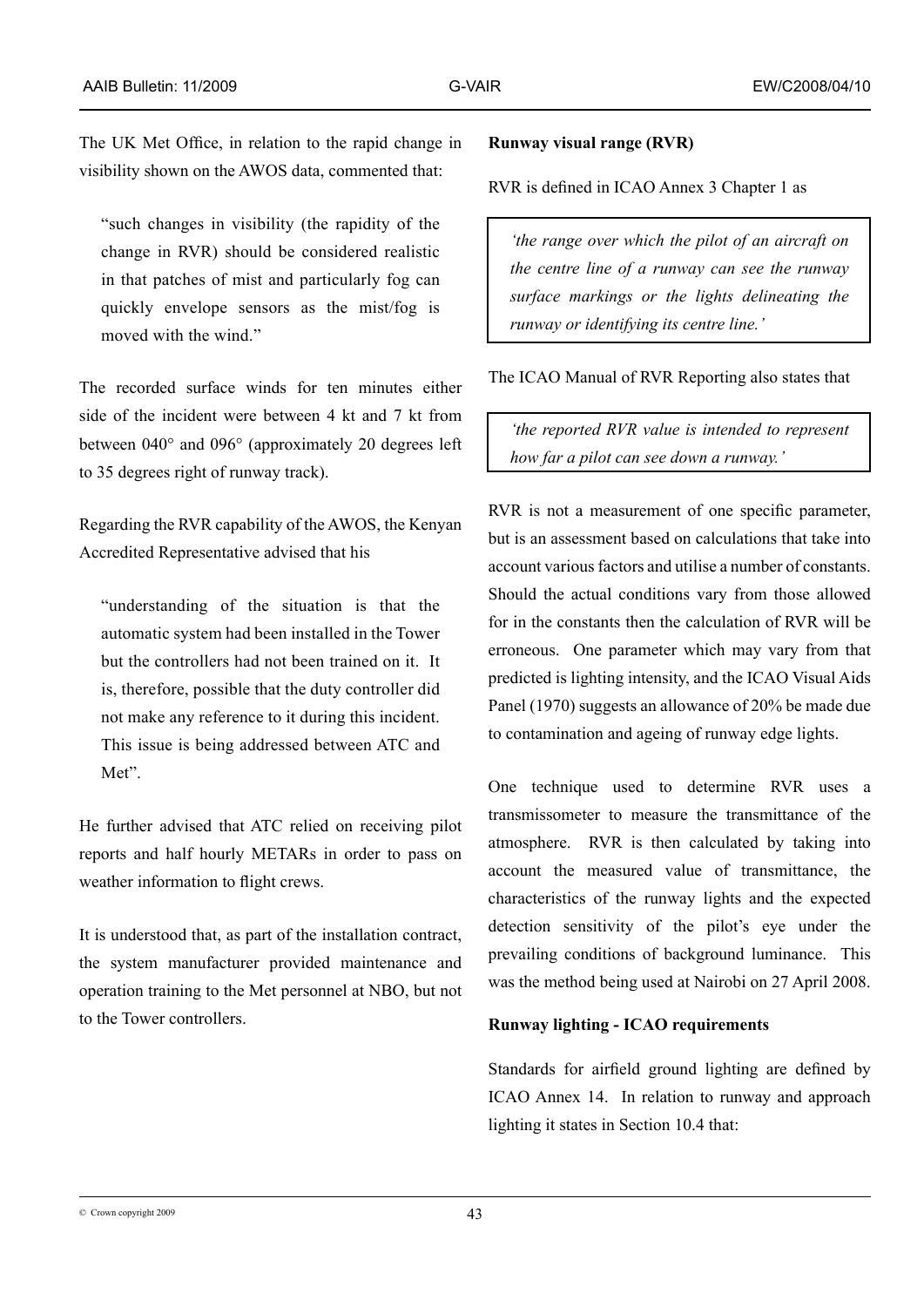The UK Met Office, in relation to the rapid change in visibility shown on the AWOS data, commented that:

> "such changes in visibility (the rapidity of the change in RVR) should be considered realistic in that patches of mist and particularly fog can quickly envelope sensors as the mist/fog is moved with the wind."

The recorded surface winds for ten minutes either side of the incident were between 4 kt and 7 kt from between 040° and 096° (approximately 20 degrees left to 35 degrees right of runway track).

Regarding the RVR capability of the AWOS, the Kenyan Accredited Representative advised that his

> "understanding of the situation is that the automatic system had been installed in the Tower but the controllers had not been trained on it. It is, therefore, possible that the duty controller did not make any reference to it during this incident. This issue is being addressed between ATC and Met".

He further advised that ATC relied on receiving pilot reports and half hourly METARs in order to pass on weather information to flight crews.

It is understood that, as part of the installation contract, the system manufacturer provided maintenance and operation training to the Met personnel at NBO, but not to the Tower controllers.

**Runway visual range (RVR)**

RVR is defined in ICAO Annex 3 Chapter 1 as

> *'the range over which the pilot of an aircraft on the centre line of a runway can see the runway surface markings or the lights delineating the runway or identifying its centre line.'*

The ICAO Manual of RVR Reporting also states that

> *'the reported RVR value is intended to represent how far a pilot can see down a runway.'*

RVR is not a measurement of one specific parameter, but is an assessment based on calculations that take into account various factors and utilise a number of constants. Should the actual conditions vary from those allowed for in the constants then the calculation of RVR will be erroneous. One parameter which may vary from that predicted is lighting intensity, and the ICAO Visual Aids Panel (1970) suggests an allowance of 20% be made due to contamination and ageing of runway edge lights.

One technique used to determine RVR uses a transmissometer to measure the transmittance of the atmosphere. RVR is then calculated by taking into account the measured value of transmittance, the characteristics of the runway lights and the expected detection sensitivity of the pilot's eye under the prevailing conditions of background luminance. This was the method being used at Nairobi on 27 April 2008.

**Runway lighting - ICAO requirements**

Standards for airfield ground lighting are defined by ICAO Annex 14. In relation to runway and approach lighting it states in Section 10.4 that: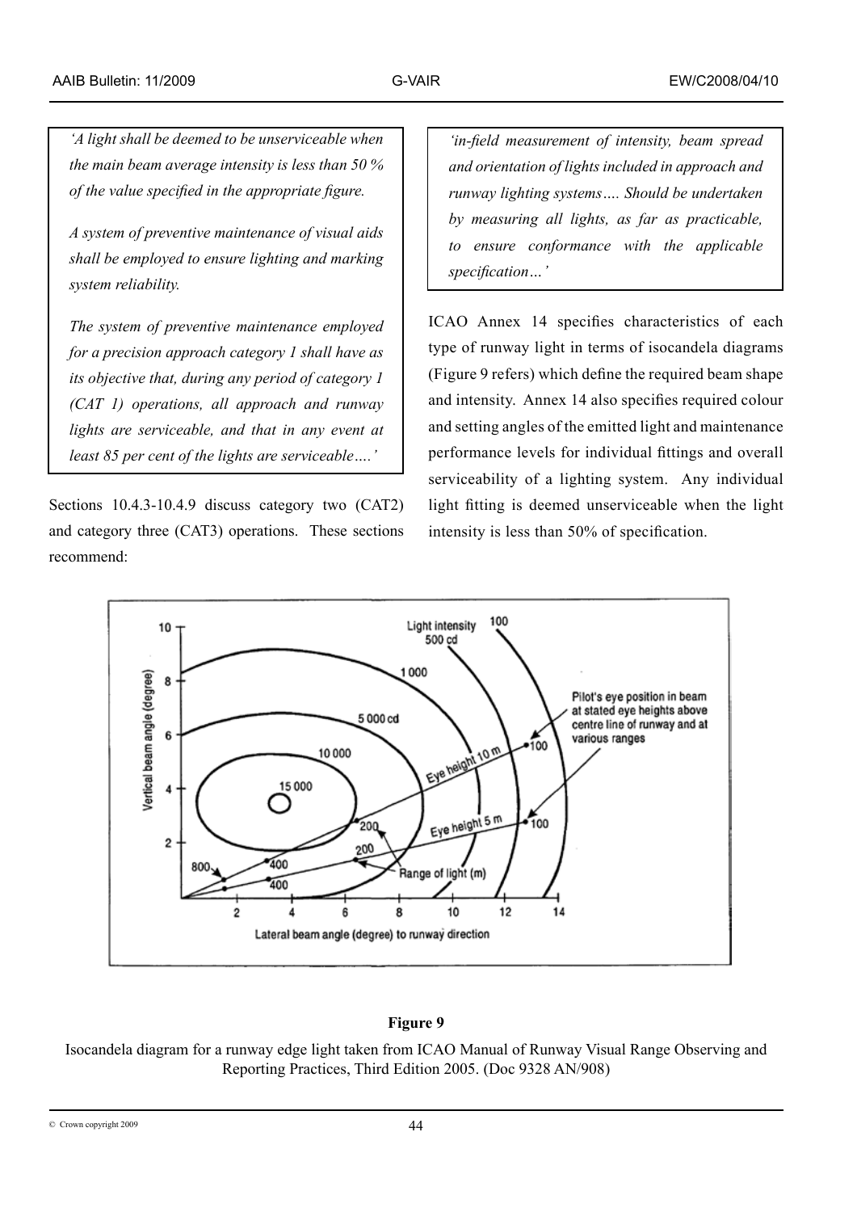*'A light shall be deemed to be unserviceable when the main beam average intensity is less than 50 % of the value specified in the appropriate figure.*

*A system of preventive maintenance of visual aids shall be employed to ensure lighting and marking system reliability.*

*The system of preventive maintenance employed for a precision approach category 1 shall have as its objective that, during any period of category 1 (CAT 1) operations, all approach and runway lights are serviceable, and that in any event at least 85 per cent of the lights are serviceable….'*

Sections 10.4.3-10.4.9 discuss category two (CAT2) and category three (CAT3) operations. These sections recommend:

*'in-field measurement of intensity, beam spread and orientation of lights included in approach and runway lighting systems…. Should be undertaken by measuring all lights, as far as practicable, to ensure conformance with the applicable specification…'*

ICAO Annex 14 specifies characteristics of each type of runway light in terms of isocandela diagrams (Figure 9 refers) which define the required beam shape and intensity. Annex 14 also specifies required colour and setting angles of the emitted light and maintenance performance levels for individual fittings and overall serviceability of a lighting system. Any individual light fitting is deemed unserviceable when the light intensity is less than 50% of specification.

**Figure 9**

Isocandela diagram for a runway edge light taken from ICAO Manual of Runway Visual Range Observing and Reporting Practices, Third Edition 2005. (Doc 9328 AN/908)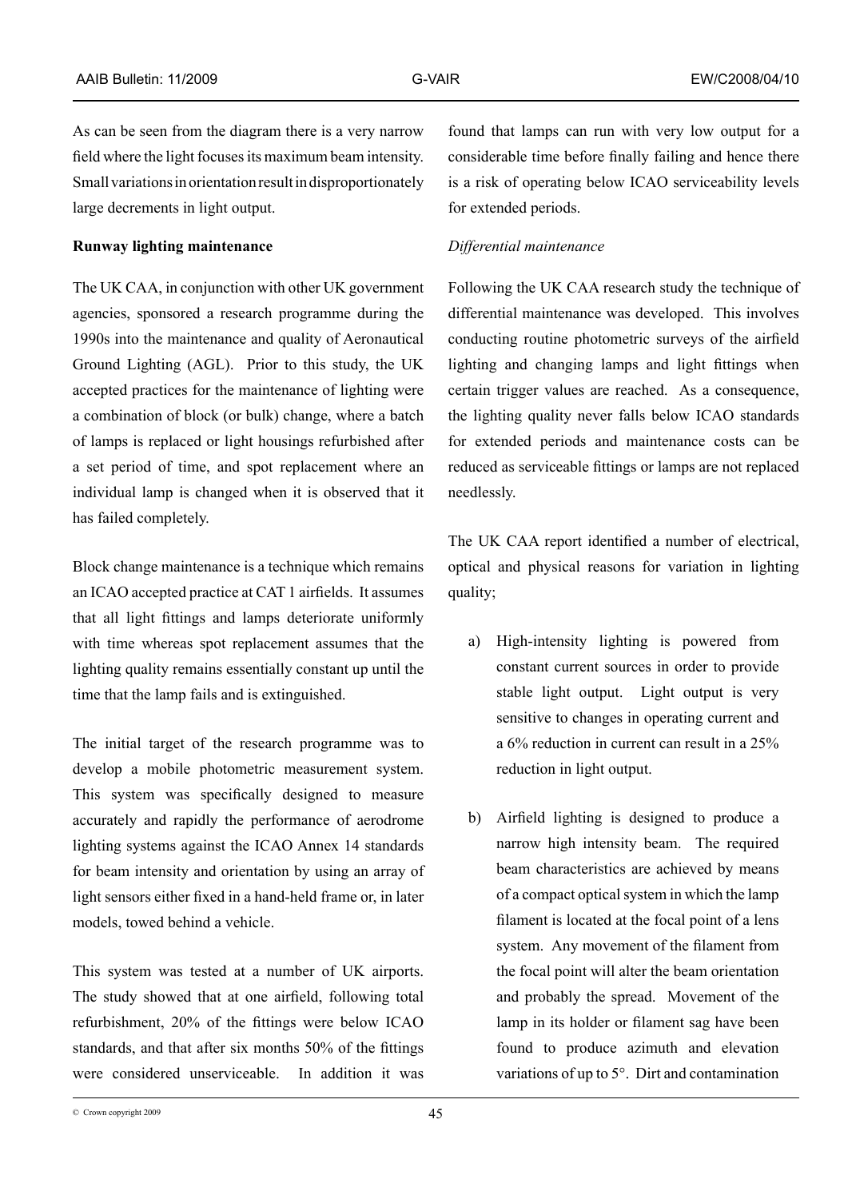As can be seen from the diagram there is a very narrow field where the light focuses its maximum beam intensity. Small variations in orientation result in disproportionately large decrements in light output.

**Runway lighting maintenance**

The UK CAA, in conjunction with other UK government agencies, sponsored a research programme during the 1990s into the maintenance and quality of Aeronautical Ground Lighting (AGL). Prior to this study, the UK accepted practices for the maintenance of lighting were a combination of block (or bulk) change, where a batch of lamps is replaced or light housings refurbished after a set period of time, and spot replacement where an individual lamp is changed when it is observed that it has failed completely.

Block change maintenance is a technique which remains an ICAO accepted practice at CAT 1 airfields. It assumes that all light fittings and lamps deteriorate uniformly with time whereas spot replacement assumes that the lighting quality remains essentially constant up until the time that the lamp fails and is extinguished.

The initial target of the research programme was to develop a mobile photometric measurement system. This system was specifically designed to measure accurately and rapidly the performance of aerodrome lighting systems against the ICAO Annex 14 standards for beam intensity and orientation by using an array of light sensors either fixed in a hand-held frame or, in later models, towed behind a vehicle.

This system was tested at a number of UK airports. The study showed that at one airfield, following total refurbishment, 20% of the fittings were below ICAO standards, and that after six months 50% of the fittings were considered unserviceable. In addition it was found that lamps can run with very low output for a considerable time before finally failing and hence there is a risk of operating below ICAO serviceability levels for extended periods.

*Differential maintenance*

Following the UK CAA research study the technique of differential maintenance was developed. This involves conducting routine photometric surveys of the airfield lighting and changing lamps and light fittings when certain trigger values are reached. As a consequence, the lighting quality never falls below ICAO standards for extended periods and maintenance costs can be reduced as serviceable fittings or lamps are not replaced needlessly.

The UK CAA report identified a number of electrical, optical and physical reasons for variation in lighting quality;

a) High-intensity lighting is powered from constant current sources in order to provide stable light output. Light output is very sensitive to changes in operating current and a 6% reduction in current can result in a 25% reduction in light output.

b) Airfield lighting is designed to produce a narrow high intensity beam. The required beam characteristics are achieved by means of a compact optical system in which the lamp filament is located at the focal point of a lens system. Any movement of the filament from the focal point will alter the beam orientation and probably the spread. Movement of the lamp in its holder or filament sag have been found to produce azimuth and elevation variations of up to 5°. Dirt and contamination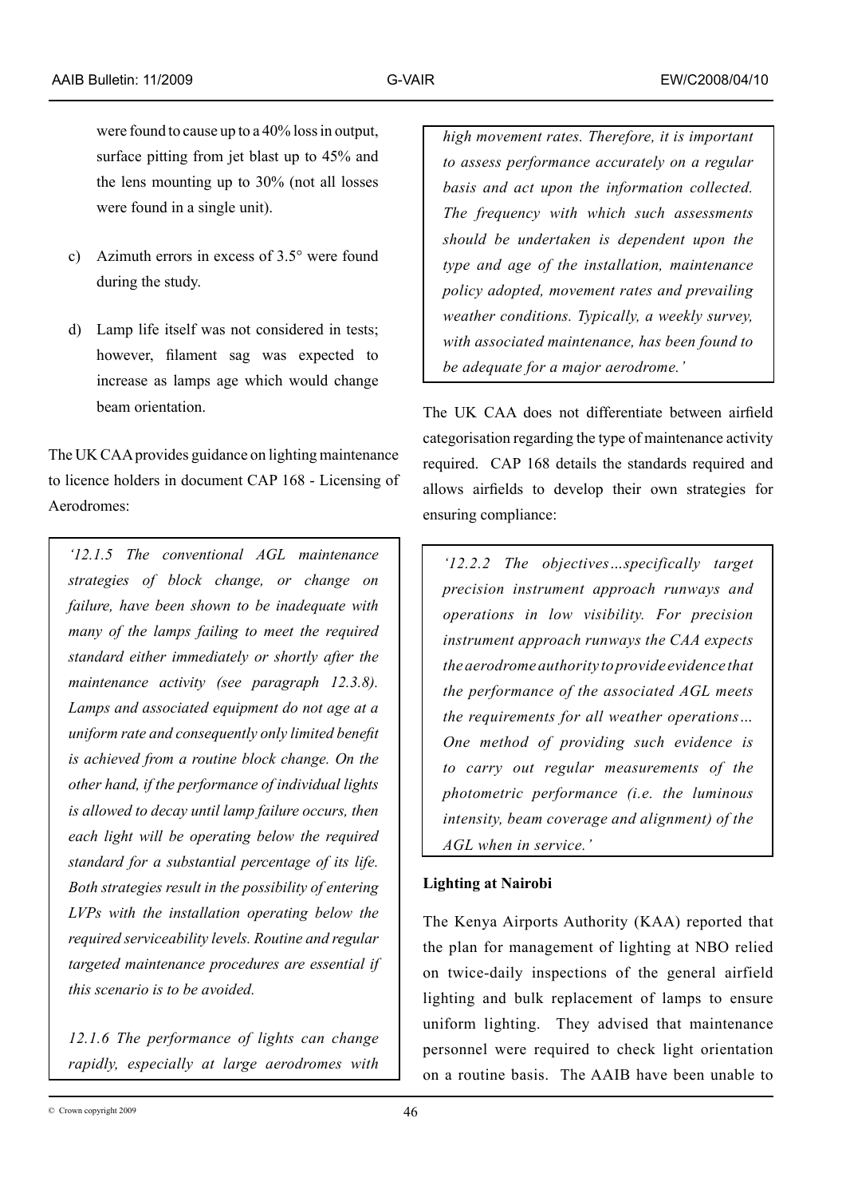were found to cause up to a 40% loss in output, surface pitting from jet blast up to 45% and the lens mounting up to 30% (not all losses were found in a single unit).

c) Azimuth errors in excess of 3.5° were found during the study.

d) Lamp life itself was not considered in tests; however, filament sag was expected to increase as lamps age which would change beam orientation.

The UK CAA provides guidance on lighting maintenance to licence holders in document CAP 168 - Licensing of Aerodromes:

> *'12.1.5 The conventional AGL maintenance strategies of block change, or change on failure, have been shown to be inadequate with many of the lamps failing to meet the required standard either immediately or shortly after the maintenance activity (see paragraph 12.3.8). Lamps and associated equipment do not age at a uniform rate and consequently only limited benefit is achieved from a routine block change. On the other hand, if the performance of individual lights is allowed to decay until lamp failure occurs, then each light will be operating below the required standard for a substantial percentage of its life. Both strategies result in the possibility of entering LVPs with the installation operating below the required serviceability levels. Routine and regular targeted maintenance procedures are essential if this scenario is to be avoided.*
>
> *12.1.6 The performance of lights can change rapidly, especially at large aerodromes with high movement rates. Therefore, it is important to assess performance accurately on a regular basis and act upon the information collected. The frequency with which such assessments should be undertaken is dependent upon the type and age of the installation, maintenance policy adopted, movement rates and prevailing weather conditions. Typically, a weekly survey, with associated maintenance, has been found to be adequate for a major aerodrome.'*

The UK CAA does not differentiate between airfield categorisation regarding the type of maintenance activity required. CAP 168 details the standards required and allows airfields to develop their own strategies for ensuring compliance:

> *'12.2.2 The objectives…specifically target precision instrument approach runways and operations in low visibility. For precision instrument approach runways the CAA expects the aerodrome authority to provide evidence that the performance of the associated AGL meets the requirements for all weather operations… One method of providing such evidence is to carry out regular measurements of the photometric performance (i.e. the luminous intensity, beam coverage and alignment) of the AGL when in service.'*

**Lighting at Nairobi**

The Kenya Airports Authority (KAA) reported that the plan for management of lighting at NBO relied on twice-daily inspections of the general airfield lighting and bulk replacement of lamps to ensure uniform lighting. They advised that maintenance personnel were required to check light orientation on a routine basis. The AAIB have been unable to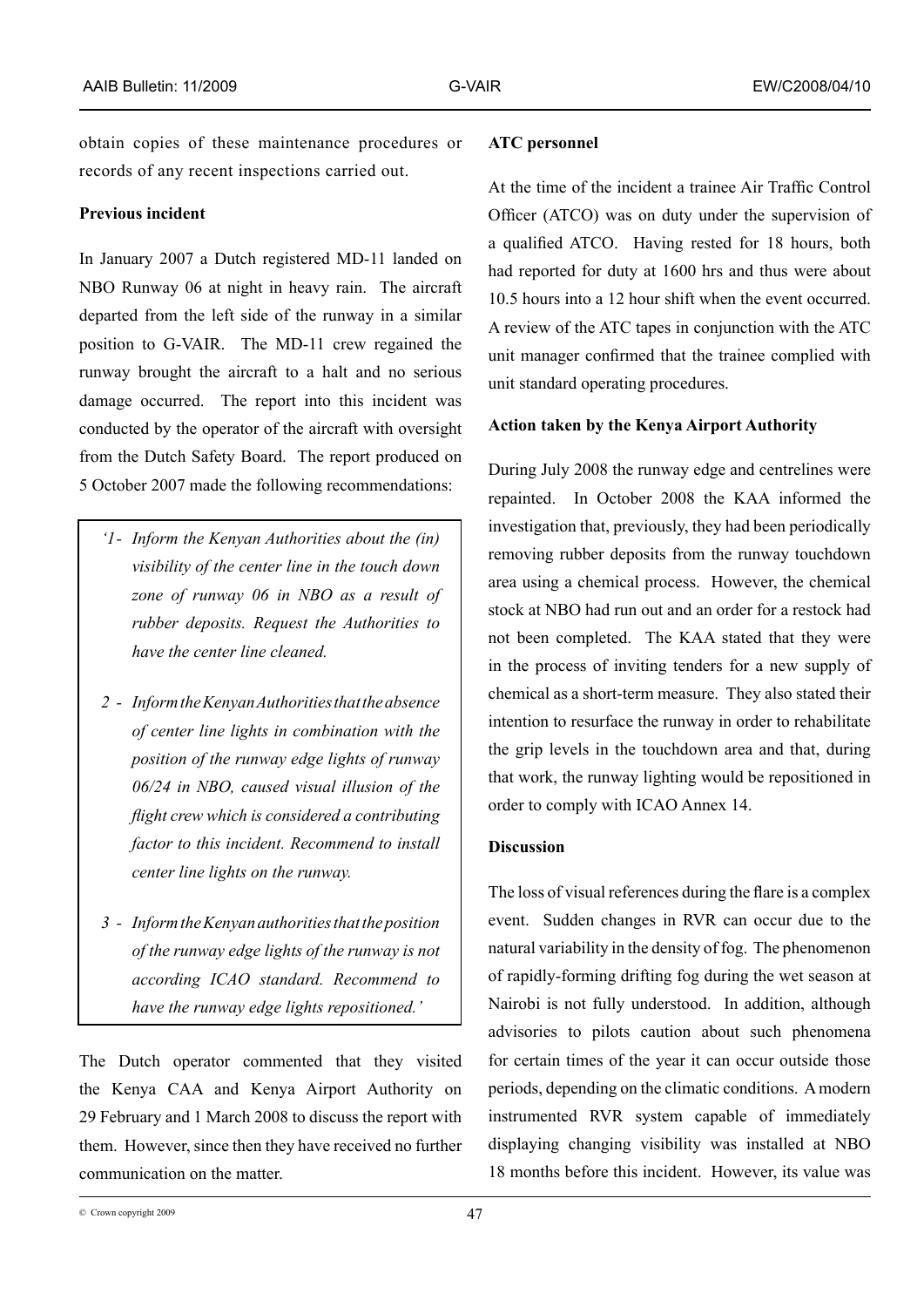obtain copies of these maintenance procedures or records of any recent inspections carried out.

**Previous incident**

In January 2007 a Dutch registered MD-11 landed on NBO Runway 06 at night in heavy rain. The aircraft departed from the left side of the runway in a similar position to G-VAIR. The MD-11 crew regained the runway brought the aircraft to a halt and no serious damage occurred. The report into this incident was conducted by the operator of the aircraft with oversight from the Dutch Safety Board. The report produced on 5 October 2007 made the following recommendations:

> *'1- Inform the Kenyan Authorities about the (in) visibility of the center line in the touch down zone of runway 06 in NBO as a result of rubber deposits. Request the Authorities to have the center line cleaned.*
>
> *2 - Inform the Kenyan Authorities that the absence of center line lights in combination with the position of the runway edge lights of runway 06/24 in NBO, caused visual illusion of the flight crew which is considered a contributing factor to this incident. Recommend to install center line lights on the runway.*
>
> *3 - Inform the Kenyan authorities that the position of the runway edge lights of the runway is not according ICAO standard. Recommend to have the runway edge lights repositioned.'*

The Dutch operator commented that they visited the Kenya CAA and Kenya Airport Authority on 29 February and 1 March 2008 to discuss the report with them. However, since then they have received no further communication on the matter.

**ATC personnel**

At the time of the incident a trainee Air Traffic Control Officer (ATCO) was on duty under the supervision of a qualified ATCO. Having rested for 18 hours, both had reported for duty at 1600 hrs and thus were about 10.5 hours into a 12 hour shift when the event occurred. A review of the ATC tapes in conjunction with the ATC unit manager confirmed that the trainee complied with unit standard operating procedures.

**Action taken by the Kenya Airport Authority**

During July 2008 the runway edge and centrelines were repainted. In October 2008 the KAA informed the investigation that, previously, they had been periodically removing rubber deposits from the runway touchdown area using a chemical process. However, the chemical stock at NBO had run out and an order for a restock had not been completed. The KAA stated that they were in the process of inviting tenders for a new supply of chemical as a short-term measure. They also stated their intention to resurface the runway in order to rehabilitate the grip levels in the touchdown area and that, during that work, the runway lighting would be repositioned in order to comply with ICAO Annex 14.

**Discussion**

The loss of visual references during the flare is a complex event. Sudden changes in RVR can occur due to the natural variability in the density of fog. The phenomenon of rapidly-forming drifting fog during the wet season at Nairobi is not fully understood. In addition, although advisories to pilots caution about such phenomena for certain times of the year it can occur outside those periods, depending on the climatic conditions. A modern instrumented RVR system capable of immediately displaying changing visibility was installed at NBO 18 months before this incident. However, its value was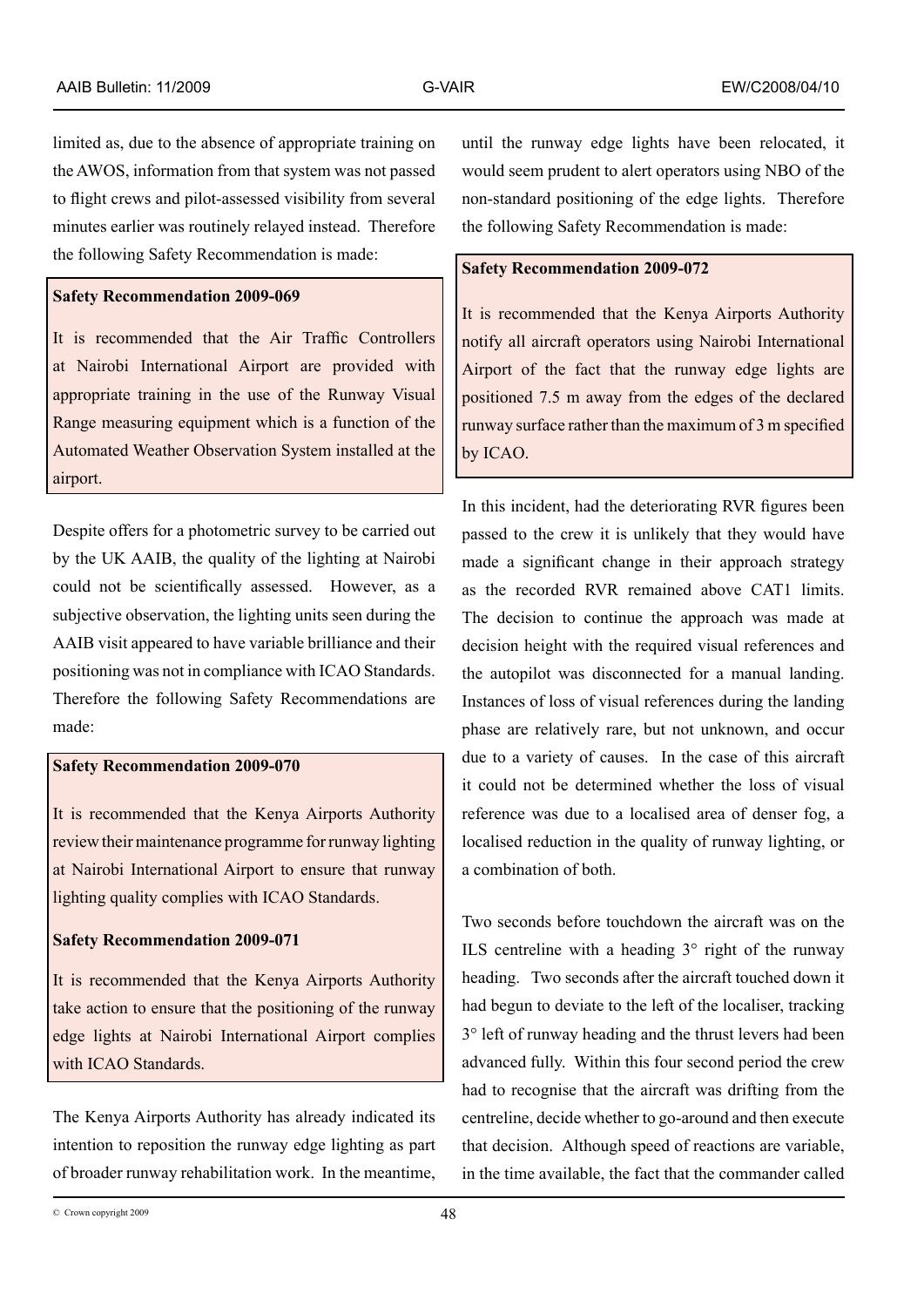limited as, due to the absence of appropriate training on the AWOS, information from that system was not passed to flight crews and pilot-assessed visibility from several minutes earlier was routinely relayed instead. Therefore the following Safety Recommendation is made:

**Safety Recommendation 2009-069**

It is recommended that the Air Traffic Controllers at Nairobi International Airport are provided with appropriate training in the use of the Runway Visual Range measuring equipment which is a function of the Automated Weather Observation System installed at the airport.

Despite offers for a photometric survey to be carried out by the UK AAIB, the quality of the lighting at Nairobi could not be scientifically assessed. However, as a subjective observation, the lighting units seen during the AAIB visit appeared to have variable brilliance and their positioning was not in compliance with ICAO Standards. Therefore the following Safety Recommendations are made:

**Safety Recommendation 2009-070**

It is recommended that the Kenya Airports Authority review their maintenance programme for runway lighting at Nairobi International Airport to ensure that runway lighting quality complies with ICAO Standards.

**Safety Recommendation 2009-071**

It is recommended that the Kenya Airports Authority take action to ensure that the positioning of the runway edge lights at Nairobi International Airport complies with ICAO Standards.

The Kenya Airports Authority has already indicated its intention to reposition the runway edge lighting as part of broader runway rehabilitation work. In the meantime, until the runway edge lights have been relocated, it would seem prudent to alert operators using NBO of the non-standard positioning of the edge lights. Therefore the following Safety Recommendation is made:

**Safety Recommendation 2009-072**

It is recommended that the Kenya Airports Authority notify all aircraft operators using Nairobi International Airport of the fact that the runway edge lights are positioned 7.5 m away from the edges of the declared runway surface rather than the maximum of 3 m specified by ICAO.

In this incident, had the deteriorating RVR figures been passed to the crew it is unlikely that they would have made a significant change in their approach strategy as the recorded RVR remained above CAT1 limits. The decision to continue the approach was made at decision height with the required visual references and the autopilot was disconnected for a manual landing. Instances of loss of visual references during the landing phase are relatively rare, but not unknown, and occur due to a variety of causes. In the case of this aircraft it could not be determined whether the loss of visual reference was due to a localised area of denser fog, a localised reduction in the quality of runway lighting, or a combination of both.

Two seconds before touchdown the aircraft was on the ILS centreline with a heading 3° right of the runway heading. Two seconds after the aircraft touched down it had begun to deviate to the left of the localiser, tracking 3° left of runway heading and the thrust levers had been advanced fully. Within this four second period the crew had to recognise that the aircraft was drifting from the centreline, decide whether to go-around and then execute that decision. Although speed of reactions are variable, in the time available, the fact that the commander called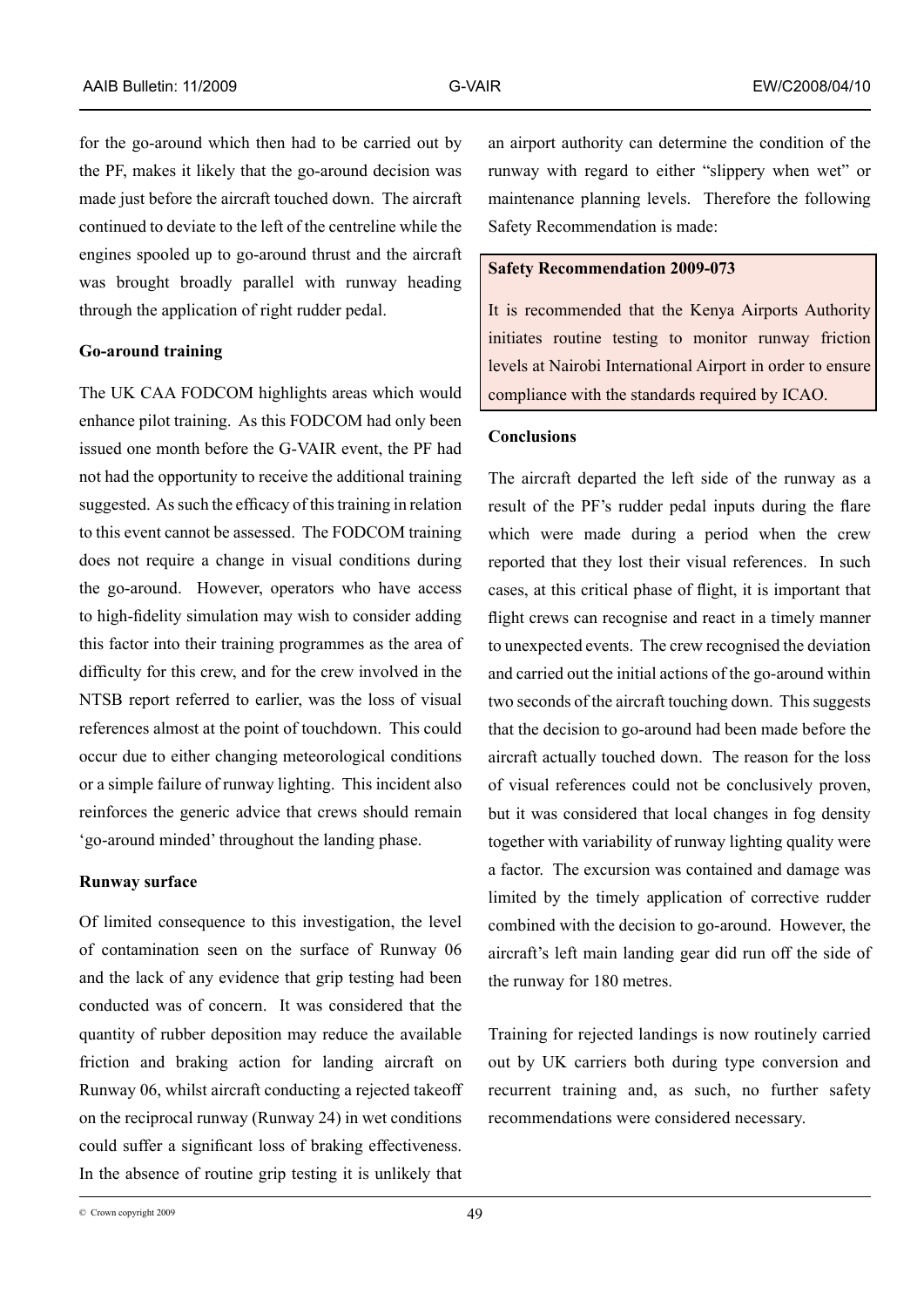for the go-around which then had to be carried out by the PF, makes it likely that the go-around decision was made just before the aircraft touched down. The aircraft continued to deviate to the left of the centreline while the engines spooled up to go-around thrust and the aircraft was brought broadly parallel with runway heading through the application of right rudder pedal.

**Go-around training**

The UK CAA FODCOM highlights areas which would enhance pilot training. As this FODCOM had only been issued one month before the G-VAIR event, the PF had not had the opportunity to receive the additional training suggested. As such the efficacy of this training in relation to this event cannot be assessed. The FODCOM training does not require a change in visual conditions during the go-around. However, operators who have access to high-fidelity simulation may wish to consider adding this factor into their training programmes as the area of difficulty for this crew, and for the crew involved in the NTSB report referred to earlier, was the loss of visual references almost at the point of touchdown. This could occur due to either changing meteorological conditions or a simple failure of runway lighting. This incident also reinforces the generic advice that crews should remain 'go-around minded' throughout the landing phase.

**Runway surface**

Of limited consequence to this investigation, the level of contamination seen on the surface of Runway 06 and the lack of any evidence that grip testing had been conducted was of concern. It was considered that the quantity of rubber deposition may reduce the available friction and braking action for landing aircraft on Runway 06, whilst aircraft conducting a rejected takeoff on the reciprocal runway (Runway 24) in wet conditions could suffer a significant loss of braking effectiveness. In the absence of routine grip testing it is unlikely that an airport authority can determine the condition of the runway with regard to either "slippery when wet" or maintenance planning levels. Therefore the following Safety Recommendation is made:

**Safety Recommendation 2009-073**

It is recommended that the Kenya Airports Authority initiates routine testing to monitor runway friction levels at Nairobi International Airport in order to ensure compliance with the standards required by ICAO.

**Conclusions**

The aircraft departed the left side of the runway as a result of the PF's rudder pedal inputs during the flare which were made during a period when the crew reported that they lost their visual references. In such cases, at this critical phase of flight, it is important that flight crews can recognise and react in a timely manner to unexpected events. The crew recognised the deviation and carried out the initial actions of the go-around within two seconds of the aircraft touching down. This suggests that the decision to go-around had been made before the aircraft actually touched down. The reason for the loss of visual references could not be conclusively proven, but it was considered that local changes in fog density together with variability of runway lighting quality were a factor. The excursion was contained and damage was limited by the timely application of corrective rudder combined with the decision to go-around. However, the aircraft's left main landing gear did run off the side of the runway for 180 metres.

Training for rejected landings is now routinely carried out by UK carriers both during type conversion and recurrent training and, as such, no further safety recommendations were considered necessary.